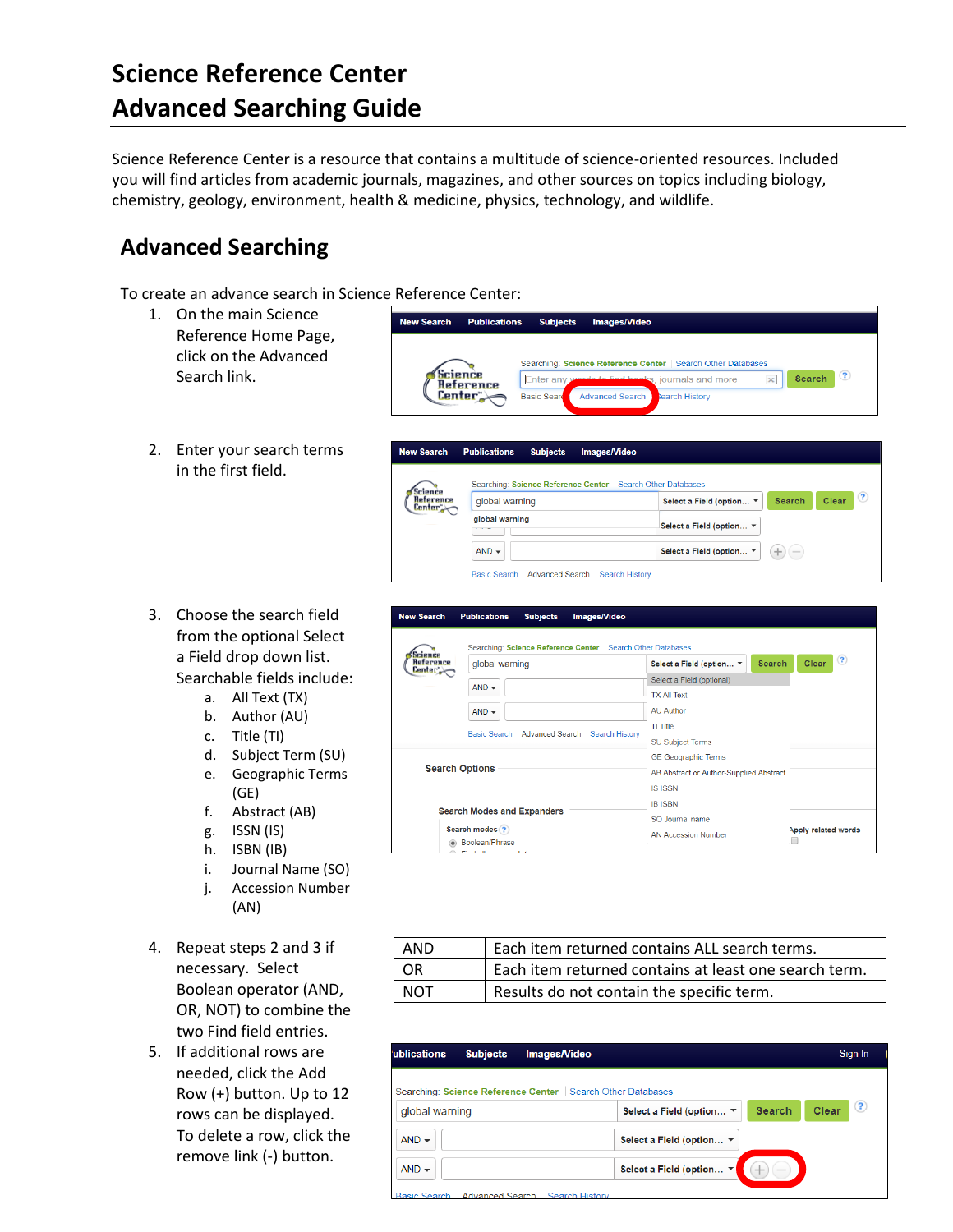# Science Reference Center
# Advanced Searching Guide

Science Reference Center is a resource that contains a multitude of science-oriented resources. Included you will find articles from academic journals, magazines, and other sources on topics including biology, chemistry, geology, environment, health & medicine, physics, technology, and wildlife.

## Advanced Searching

To create an advance search in Science Reference Center:

1. On the main Science Reference Home Page, click on the Advanced Search link.
2. Enter your search terms in the first field.
3. Choose the search field from the optional Select a Field drop down list. Searchable fields include:
   a. All Text (TX)
   b. Author (AU)
   c. Title (TI)
   d. Subject Term (SU)
   e. Geographic Terms (GE)
   f. Abstract (AB)
   g. ISSN (IS)
   h. ISBN (IB)
   i. Journal Name (SO)
   j. Accession Number (AN)
4. Repeat steps 2 and 3 if necessary. Select Boolean operator (AND, OR, NOT) to combine the two Find field entries.

| AND | Each item returned contains ALL search terms. |
|---|---|
| OR | Each item returned contains at least one search term. |
| NOT | Results do not contain the specific term. |

5. If additional rows are needed, click the Add Row (+) button. Up to 12 rows can be displayed. To delete a row, click the remove link (-) button.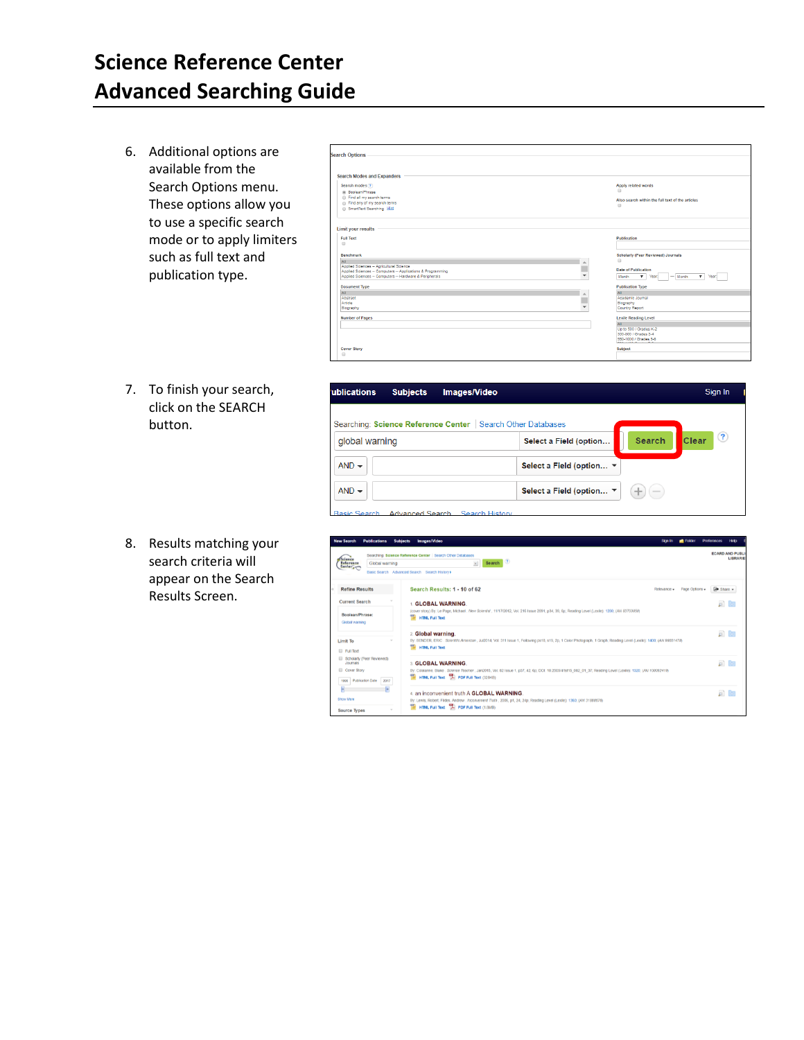# Science Reference Center Advanced Searching Guide

6. Additional options are available from the Search Options menu. These options allow you to use a specific search mode or to apply limiters such as full text and publication type.

7. To finish your search, click on the SEARCH button.

8. Results matching your search criteria will appear on the Search Results Screen.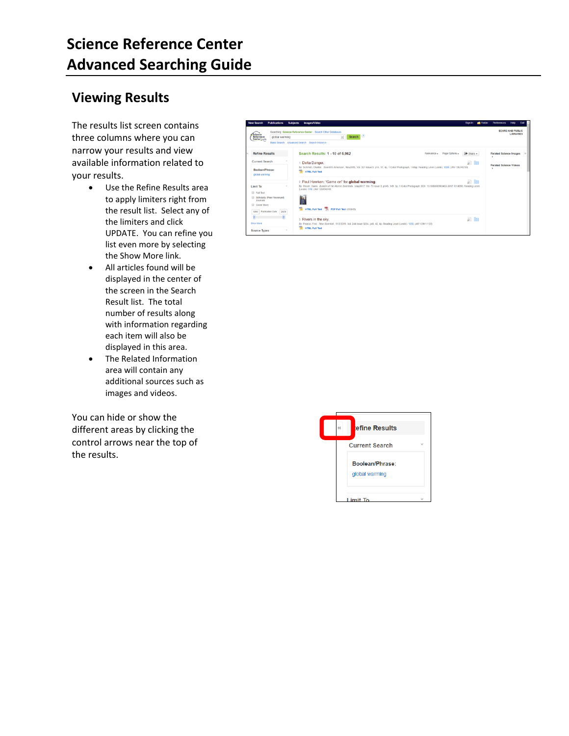# Science Reference Center Advanced Searching Guide

## Viewing Results

The results list screen contains three columns where you can narrow your results and view available information related to your results.

- Use the Refine Results area to apply limiters right from the result list. Select any of the limiters and click UPDATE. You can refine you list even more by selecting the Show More link.
- All articles found will be displayed in the center of the screen in the Search Result list. The total number of results along with information regarding each item will also be displayed in this area.
- The Related Information area will contain any additional sources such as images and videos.

You can hide or show the different areas by clicking the control arrows near the top of the results.